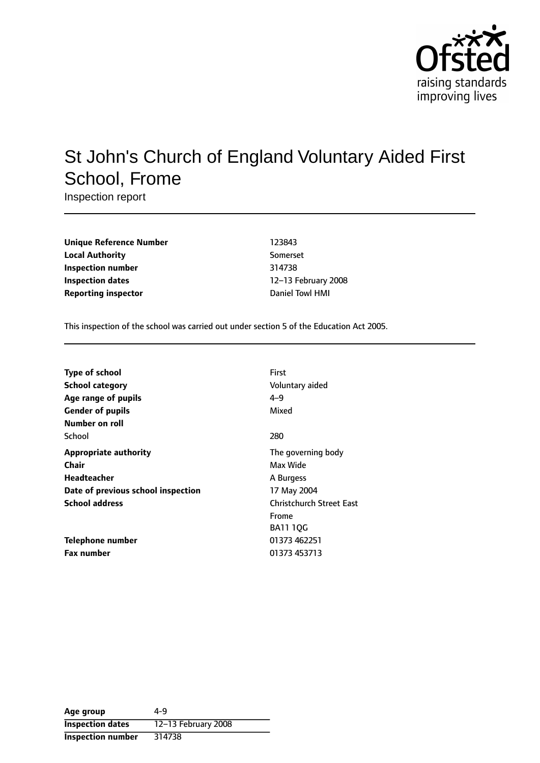# St John's Church of England Voluntary Aided First School, Frome

Inspection report

| | |
|---|---|
| **Unique Reference Number** | 123843 |
| **Local Authority** | Somerset |
| **Inspection number** | 314738 |
| **Inspection dates** | 12–13 February 2008 |
| **Reporting inspector** | Daniel Towl HMI |

This inspection of the school was carried out under section 5 of the Education Act 2005.

| | |
|---|---|
| **Type of school** | First |
| **School category** | Voluntary aided |
| **Age range of pupils** | 4–9 |
| **Gender of pupils** | Mixed |
| **Number on roll** | |
| School | 280 |
| **Appropriate authority** | The governing body |
| **Chair** | Max Wide |
| **Headteacher** | A Burgess |
| **Date of previous school inspection** | 17 May 2004 |
| **School address** | Christchurch Street East<br>Frome<br>BA11 1QG |
| **Telephone number** | 01373 462251 |
| **Fax number** | 01373 453713 |

| | |
|---|---|
| **Age group** | 4-9 |
| **Inspection dates** | 12–13 February 2008 |
| **Inspection number** | 314738 |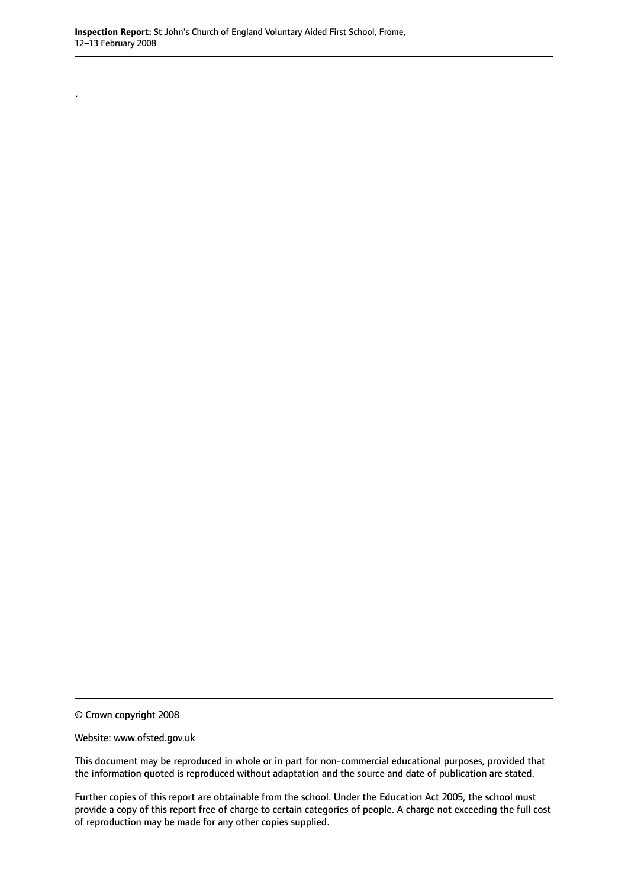.

© Crown copyright 2008

Website: www.ofsted.gov.uk

This document may be reproduced in whole or in part for non-commercial educational purposes, provided that the information quoted is reproduced without adaptation and the source and date of publication are stated.

Further copies of this report are obtainable from the school. Under the Education Act 2005, the school must provide a copy of this report free of charge to certain categories of people. A charge not exceeding the full cost of reproduction may be made for any other copies supplied.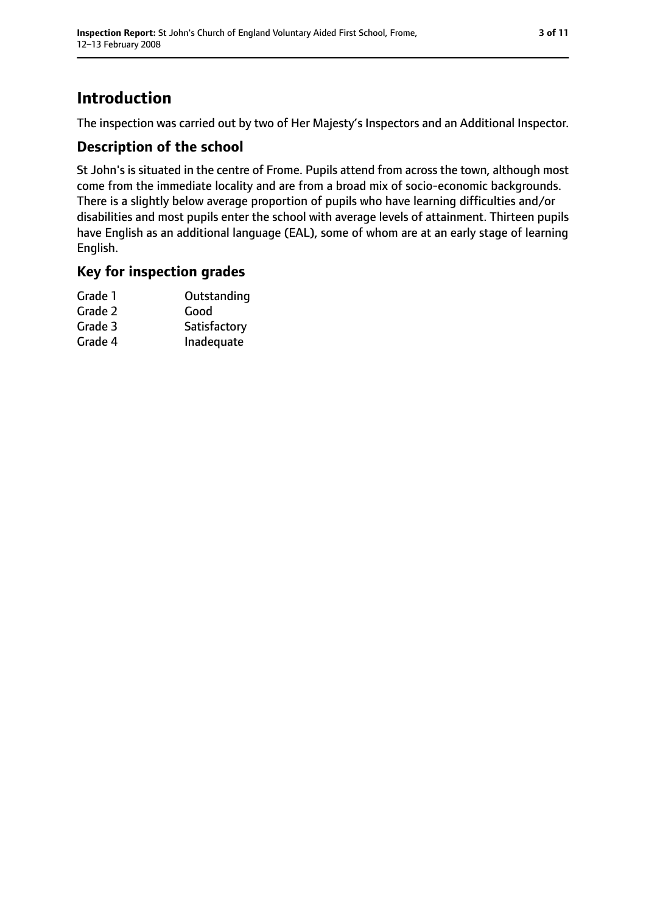# Introduction

The inspection was carried out by two of Her Majesty's Inspectors and an Additional Inspector.

## Description of the school

St John's is situated in the centre of Frome. Pupils attend from across the town, although most come from the immediate locality and are from a broad mix of socio-economic backgrounds. There is a slightly below average proportion of pupils who have learning difficulties and/or disabilities and most pupils enter the school with average levels of attainment. Thirteen pupils have English as an additional language (EAL), some of whom are at an early stage of learning English.

## Key for inspection grades

| | |
|---|---|
| Grade 1 | Outstanding |
| Grade 2 | Good |
| Grade 3 | Satisfactory |
| Grade 4 | Inadequate |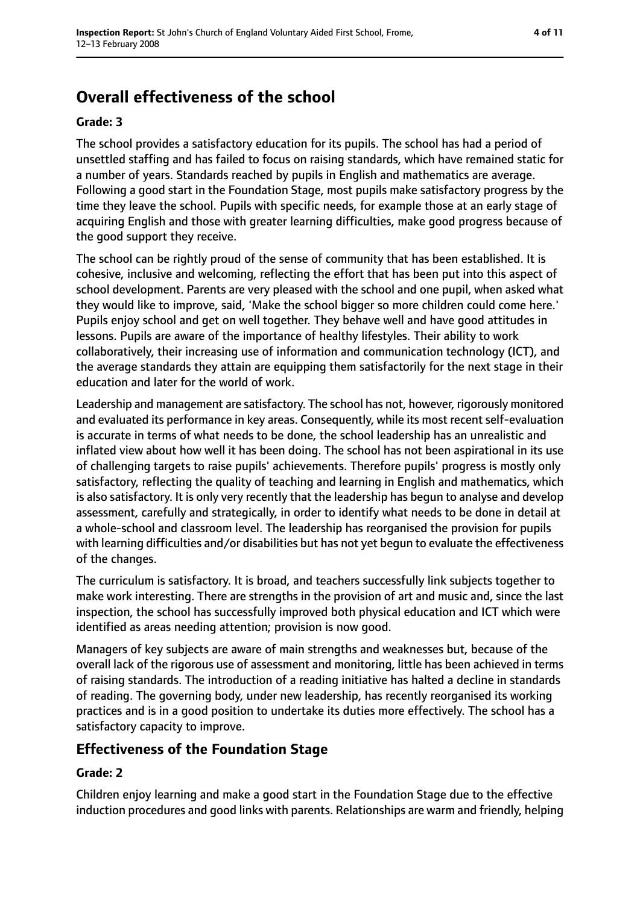## Overall effectiveness of the school

### Grade: 3

The school provides a satisfactory education for its pupils. The school has had a period of unsettled staffing and has failed to focus on raising standards, which have remained static for a number of years. Standards reached by pupils in English and mathematics are average. Following a good start in the Foundation Stage, most pupils make satisfactory progress by the time they leave the school. Pupils with specific needs, for example those at an early stage of acquiring English and those with greater learning difficulties, make good progress because of the good support they receive.

The school can be rightly proud of the sense of community that has been established. It is cohesive, inclusive and welcoming, reflecting the effort that has been put into this aspect of school development. Parents are very pleased with the school and one pupil, when asked what they would like to improve, said, 'Make the school bigger so more children could come here.' Pupils enjoy school and get on well together. They behave well and have good attitudes in lessons. Pupils are aware of the importance of healthy lifestyles. Their ability to work collaboratively, their increasing use of information and communication technology (ICT), and the average standards they attain are equipping them satisfactorily for the next stage in their education and later for the world of work.

Leadership and management are satisfactory. The school has not, however, rigorously monitored and evaluated its performance in key areas. Consequently, while its most recent self-evaluation is accurate in terms of what needs to be done, the school leadership has an unrealistic and inflated view about how well it has been doing. The school has not been aspirational in its use of challenging targets to raise pupils' achievements. Therefore pupils' progress is mostly only satisfactory, reflecting the quality of teaching and learning in English and mathematics, which is also satisfactory. It is only very recently that the leadership has begun to analyse and develop assessment, carefully and strategically, in order to identify what needs to be done in detail at a whole-school and classroom level. The leadership has reorganised the provision for pupils with learning difficulties and/or disabilities but has not yet begun to evaluate the effectiveness of the changes.

The curriculum is satisfactory. It is broad, and teachers successfully link subjects together to make work interesting. There are strengths in the provision of art and music and, since the last inspection, the school has successfully improved both physical education and ICT which were identified as areas needing attention; provision is now good.

Managers of key subjects are aware of main strengths and weaknesses but, because of the overall lack of the rigorous use of assessment and monitoring, little has been achieved in terms of raising standards. The introduction of a reading initiative has halted a decline in standards of reading. The governing body, under new leadership, has recently reorganised its working practices and is in a good position to undertake its duties more effectively. The school has a satisfactory capacity to improve.

## Effectiveness of the Foundation Stage

### Grade: 2

Children enjoy learning and make a good start in the Foundation Stage due to the effective induction procedures and good links with parents. Relationships are warm and friendly, helping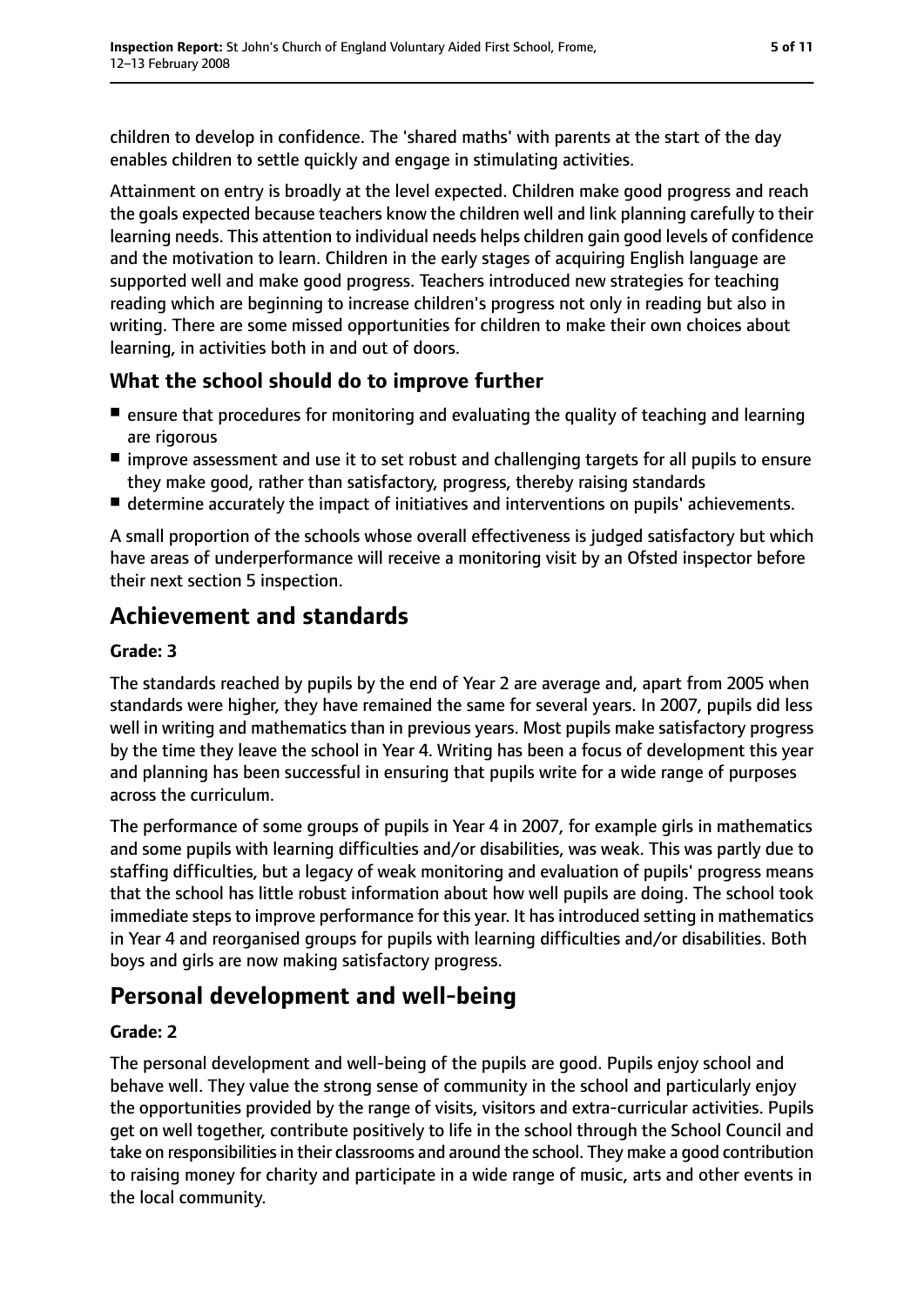children to develop in confidence. The 'shared maths' with parents at the start of the day enables children to settle quickly and engage in stimulating activities.

Attainment on entry is broadly at the level expected. Children make good progress and reach the goals expected because teachers know the children well and link planning carefully to their learning needs. This attention to individual needs helps children gain good levels of confidence and the motivation to learn. Children in the early stages of acquiring English language are supported well and make good progress. Teachers introduced new strategies for teaching reading which are beginning to increase children's progress not only in reading but also in writing. There are some missed opportunities for children to make their own choices about learning, in activities both in and out of doors.

## What the school should do to improve further

- ensure that procedures for monitoring and evaluating the quality of teaching and learning are rigorous
- improve assessment and use it to set robust and challenging targets for all pupils to ensure they make good, rather than satisfactory, progress, thereby raising standards
- determine accurately the impact of initiatives and interventions on pupils' achievements.

A small proportion of the schools whose overall effectiveness is judged satisfactory but which have areas of underperformance will receive a monitoring visit by an Ofsted inspector before their next section 5 inspection.

# Achievement and standards

**Grade: 3**

The standards reached by pupils by the end of Year 2 are average and, apart from 2005 when standards were higher, they have remained the same for several years. In 2007, pupils did less well in writing and mathematics than in previous years. Most pupils make satisfactory progress by the time they leave the school in Year 4. Writing has been a focus of development this year and planning has been successful in ensuring that pupils write for a wide range of purposes across the curriculum.

The performance of some groups of pupils in Year 4 in 2007, for example girls in mathematics and some pupils with learning difficulties and/or disabilities, was weak. This was partly due to staffing difficulties, but a legacy of weak monitoring and evaluation of pupils' progress means that the school has little robust information about how well pupils are doing. The school took immediate steps to improve performance for this year. It has introduced setting in mathematics in Year 4 and reorganised groups for pupils with learning difficulties and/or disabilities. Both boys and girls are now making satisfactory progress.

# Personal development and well-being

**Grade: 2**

The personal development and well-being of the pupils are good. Pupils enjoy school and behave well. They value the strong sense of community in the school and particularly enjoy the opportunities provided by the range of visits, visitors and extra-curricular activities. Pupils get on well together, contribute positively to life in the school through the School Council and take on responsibilities in their classrooms and around the school. They make a good contribution to raising money for charity and participate in a wide range of music, arts and other events in the local community.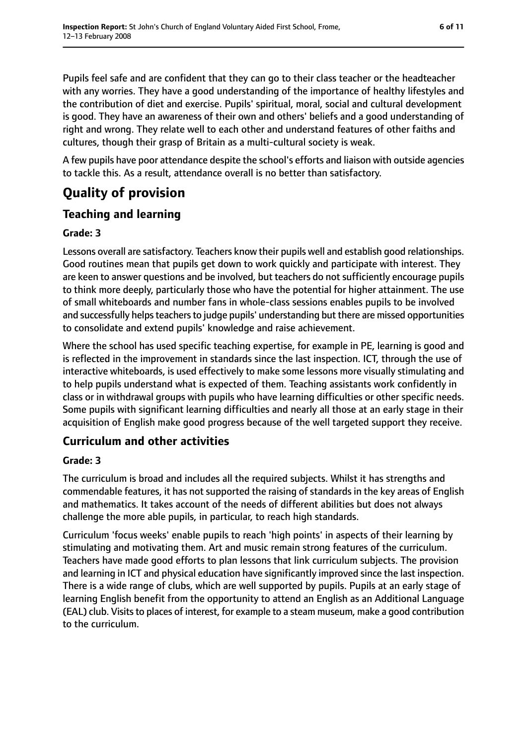Pupils feel safe and are confident that they can go to their class teacher or the headteacher with any worries. They have a good understanding of the importance of healthy lifestyles and the contribution of diet and exercise. Pupils' spiritual, moral, social and cultural development is good. They have an awareness of their own and others' beliefs and a good understanding of right and wrong. They relate well to each other and understand features of other faiths and cultures, though their grasp of Britain as a multi-cultural society is weak.

A few pupils have poor attendance despite the school's efforts and liaison with outside agencies to tackle this. As a result, attendance overall is no better than satisfactory.

# Quality of provision

## Teaching and learning

### Grade: 3

Lessons overall are satisfactory. Teachers know their pupils well and establish good relationships. Good routines mean that pupils get down to work quickly and participate with interest. They are keen to answer questions and be involved, but teachers do not sufficiently encourage pupils to think more deeply, particularly those who have the potential for higher attainment. The use of small whiteboards and number fans in whole-class sessions enables pupils to be involved and successfully helps teachers to judge pupils' understanding but there are missed opportunities to consolidate and extend pupils' knowledge and raise achievement.

Where the school has used specific teaching expertise, for example in PE, learning is good and is reflected in the improvement in standards since the last inspection. ICT, through the use of interactive whiteboards, is used effectively to make some lessons more visually stimulating and to help pupils understand what is expected of them. Teaching assistants work confidently in class or in withdrawal groups with pupils who have learning difficulties or other specific needs. Some pupils with significant learning difficulties and nearly all those at an early stage in their acquisition of English make good progress because of the well targeted support they receive.

## Curriculum and other activities

### Grade: 3

The curriculum is broad and includes all the required subjects. Whilst it has strengths and commendable features, it has not supported the raising of standards in the key areas of English and mathematics. It takes account of the needs of different abilities but does not always challenge the more able pupils, in particular, to reach high standards.

Curriculum 'focus weeks' enable pupils to reach 'high points' in aspects of their learning by stimulating and motivating them. Art and music remain strong features of the curriculum. Teachers have made good efforts to plan lessons that link curriculum subjects. The provision and learning in ICT and physical education have significantly improved since the last inspection. There is a wide range of clubs, which are well supported by pupils. Pupils at an early stage of learning English benefit from the opportunity to attend an English as an Additional Language (EAL) club. Visits to places of interest, for example to a steam museum, make a good contribution to the curriculum.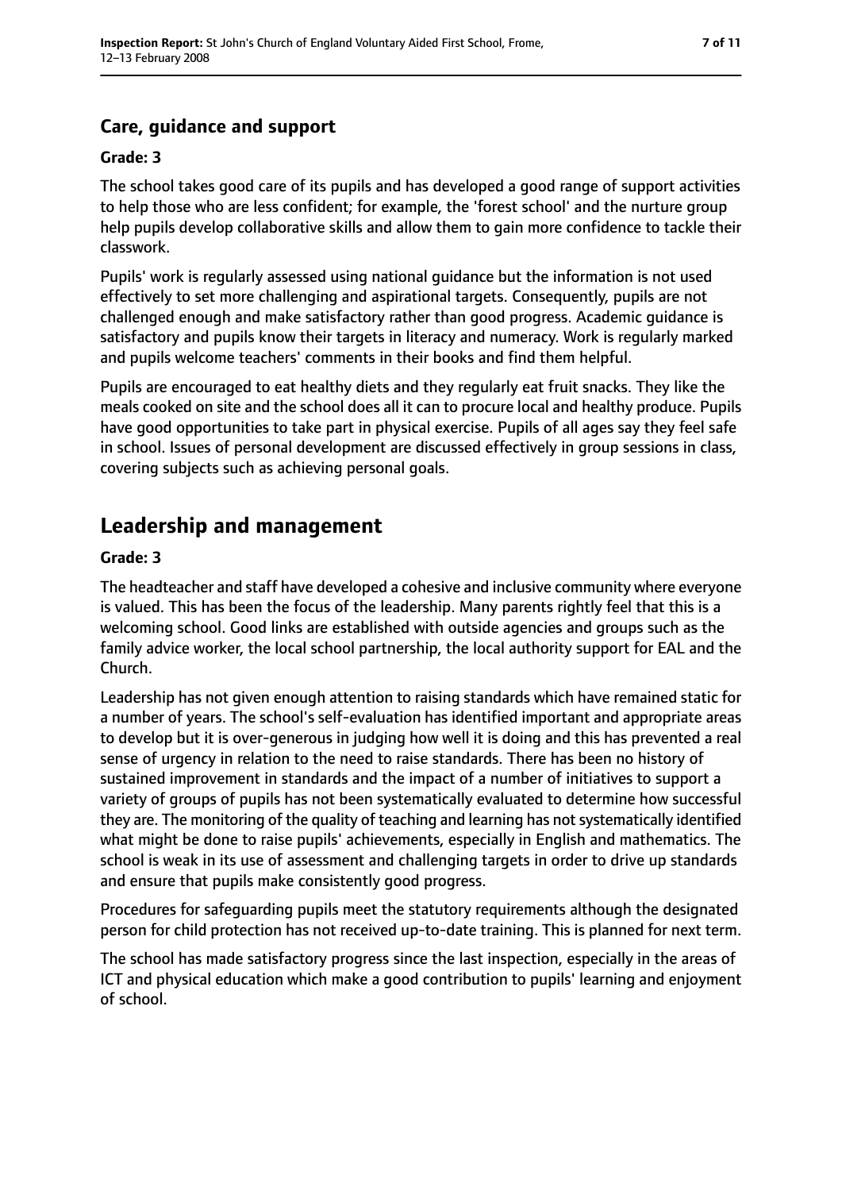### Care, guidance and support

#### Grade: 3

The school takes good care of its pupils and has developed a good range of support activities to help those who are less confident; for example, the 'forest school' and the nurture group help pupils develop collaborative skills and allow them to gain more confidence to tackle their classwork.

Pupils' work is regularly assessed using national guidance but the information is not used effectively to set more challenging and aspirational targets. Consequently, pupils are not challenged enough and make satisfactory rather than good progress. Academic guidance is satisfactory and pupils know their targets in literacy and numeracy. Work is regularly marked and pupils welcome teachers' comments in their books and find them helpful.

Pupils are encouraged to eat healthy diets and they regularly eat fruit snacks. They like the meals cooked on site and the school does all it can to procure local and healthy produce. Pupils have good opportunities to take part in physical exercise. Pupils of all ages say they feel safe in school. Issues of personal development are discussed effectively in group sessions in class, covering subjects such as achieving personal goals.

## Leadership and management

#### Grade: 3

The headteacher and staff have developed a cohesive and inclusive community where everyone is valued. This has been the focus of the leadership. Many parents rightly feel that this is a welcoming school. Good links are established with outside agencies and groups such as the family advice worker, the local school partnership, the local authority support for EAL and the Church.

Leadership has not given enough attention to raising standards which have remained static for a number of years. The school's self-evaluation has identified important and appropriate areas to develop but it is over-generous in judging how well it is doing and this has prevented a real sense of urgency in relation to the need to raise standards. There has been no history of sustained improvement in standards and the impact of a number of initiatives to support a variety of groups of pupils has not been systematically evaluated to determine how successful they are. The monitoring of the quality of teaching and learning has not systematically identified what might be done to raise pupils' achievements, especially in English and mathematics. The school is weak in its use of assessment and challenging targets in order to drive up standards and ensure that pupils make consistently good progress.

Procedures for safeguarding pupils meet the statutory requirements although the designated person for child protection has not received up-to-date training. This is planned for next term.

The school has made satisfactory progress since the last inspection, especially in the areas of ICT and physical education which make a good contribution to pupils' learning and enjoyment of school.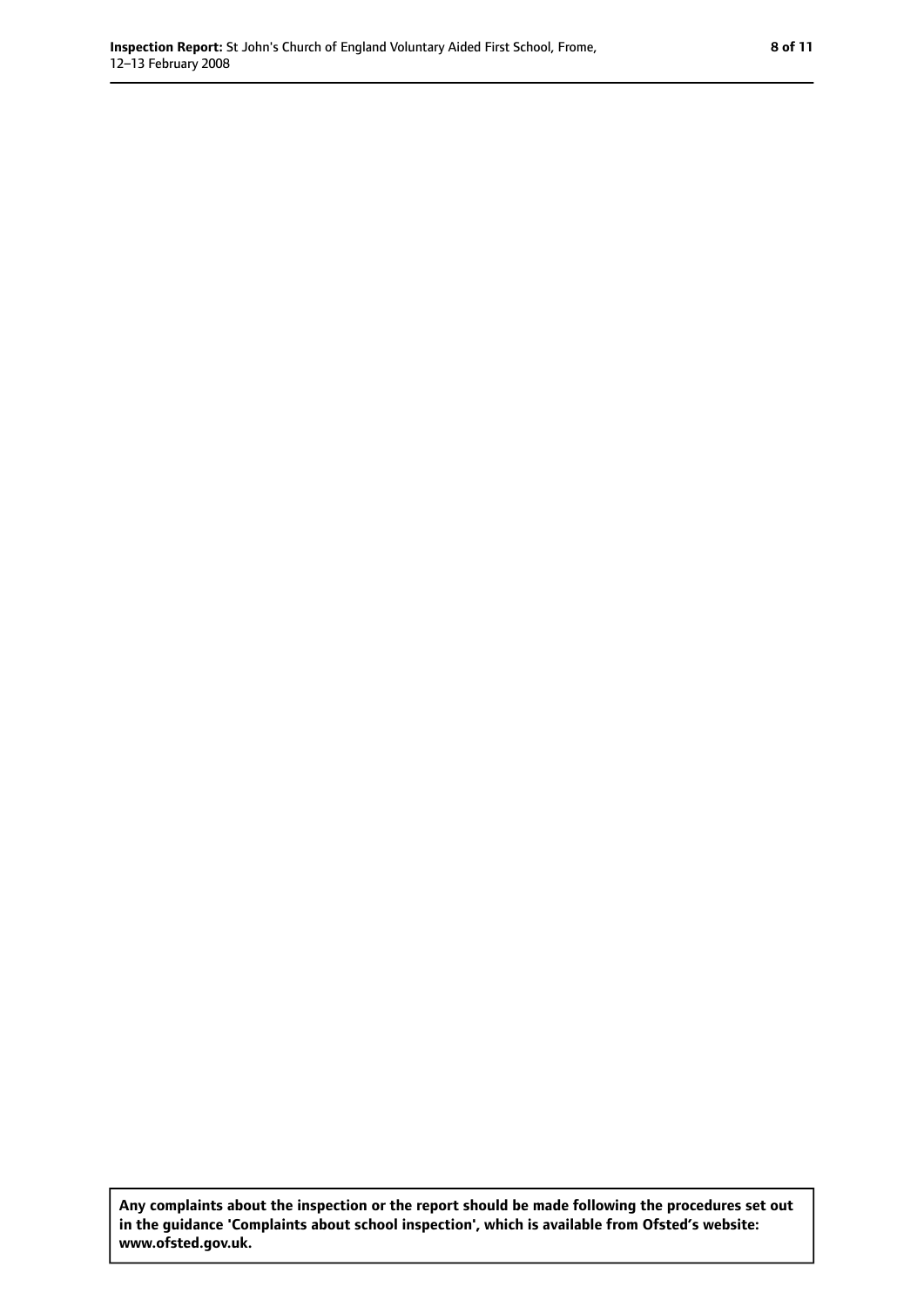**Any complaints about the inspection or the report should be made following the procedures set out in the guidance 'Complaints about school inspection', which is available from Ofsted's website: www.ofsted.gov.uk.**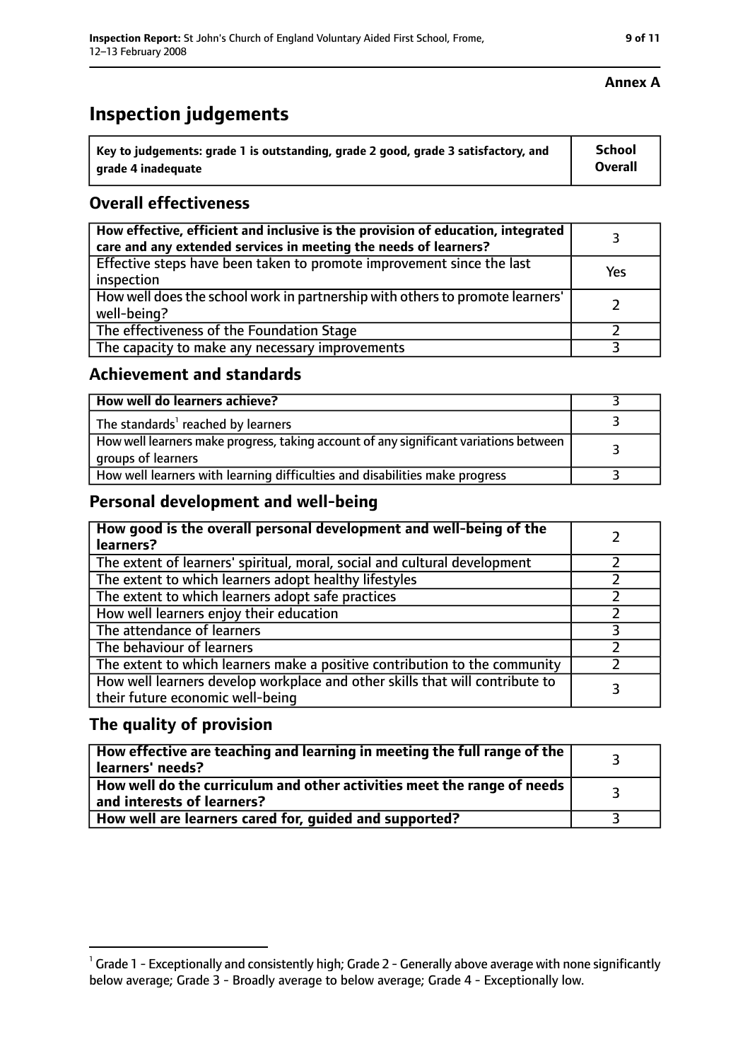**Annex A**

# Inspection judgements

| Key to judgements: grade 1 is outstanding, grade 2 good, grade 3 satisfactory, and grade 4 inadequate | School Overall |
|---|---|

## Overall effectiveness

| | |
|---|---|
| How effective, efficient and inclusive is the provision of education, integrated care and any extended services in meeting the needs of learners? | 3 |
| Effective steps have been taken to promote improvement since the last inspection | Yes |
| How well does the school work in partnership with others to promote learners' well-being? | 2 |
| The effectiveness of the Foundation Stage | 2 |
| The capacity to make any necessary improvements | 3 |

## Achievement and standards

| | |
|---|---|
| How well do learners achieve? | 3 |
| The standards[1] reached by learners | 3 |
| How well learners make progress, taking account of any significant variations between groups of learners | 3 |
| How well learners with learning difficulties and disabilities make progress | 3 |

## Personal development and well-being

| | |
|---|---|
| How good is the overall personal development and well-being of the learners? | 2 |
| The extent of learners' spiritual, moral, social and cultural development | 2 |
| The extent to which learners adopt healthy lifestyles | 2 |
| The extent to which learners adopt safe practices | 2 |
| How well learners enjoy their education | 2 |
| The attendance of learners | 3 |
| The behaviour of learners | 2 |
| The extent to which learners make a positive contribution to the community | 2 |
| How well learners develop workplace and other skills that will contribute to their future economic well-being | 3 |

## The quality of provision

| | |
|---|---|
| How effective are teaching and learning in meeting the full range of the learners' needs? | 3 |
| How well do the curriculum and other activities meet the range of needs and interests of learners? | 3 |
| How well are learners cared for, guided and supported? | 3 |

[1] Grade 1 - Exceptionally and consistently high; Grade 2 - Generally above average with none significantly below average; Grade 3 - Broadly average to below average; Grade 4 - Exceptionally low.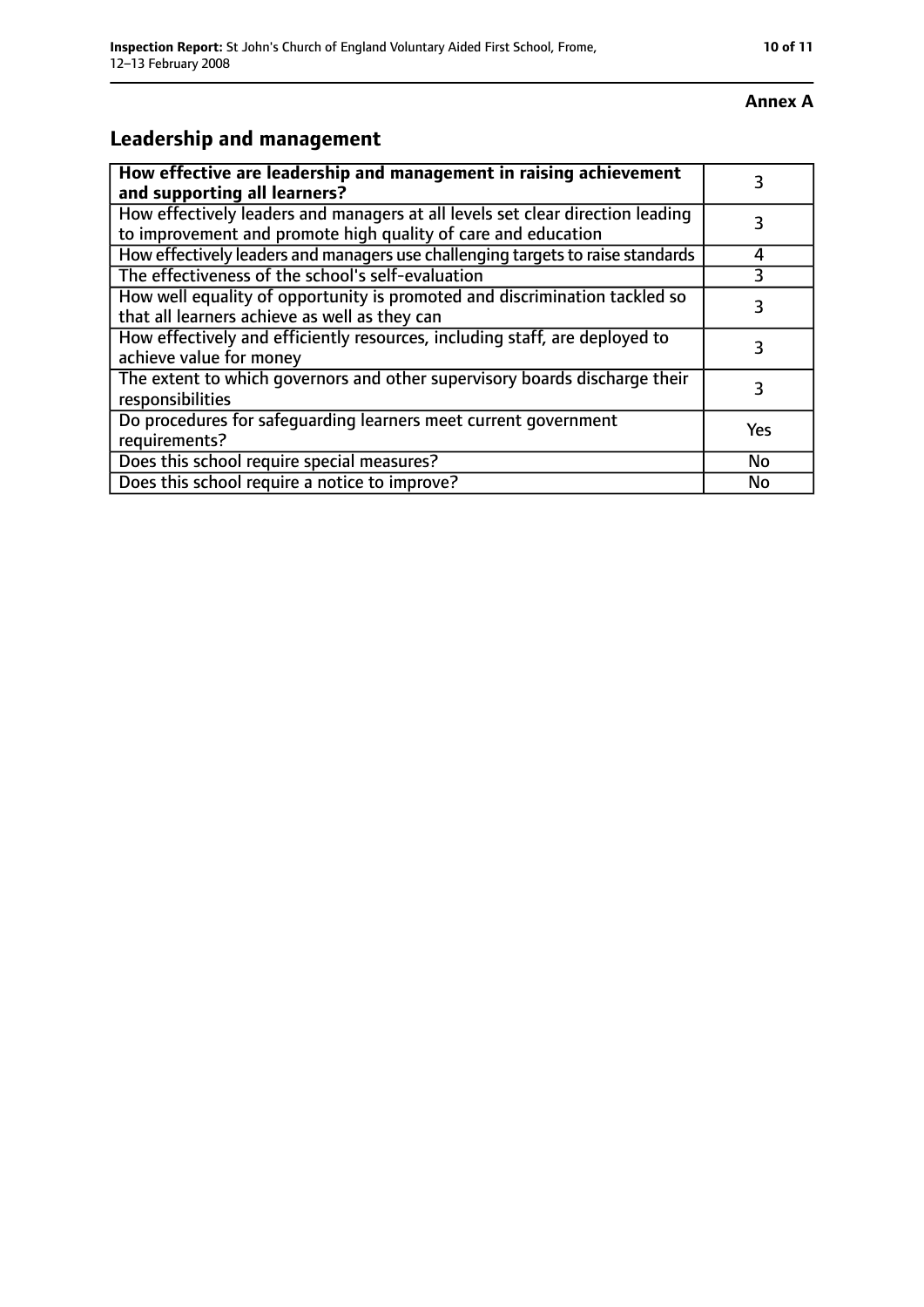**Annex A**

## Leadership and management

| **How effective are leadership and management in raising achievement and supporting all learners?** | 3 |
|---|---|
| How effectively leaders and managers at all levels set clear direction leading to improvement and promote high quality of care and education | 3 |
| How effectively leaders and managers use challenging targets to raise standards | 4 |
| The effectiveness of the school's self-evaluation | 3 |
| How well equality of opportunity is promoted and discrimination tackled so that all learners achieve as well as they can | 3 |
| How effectively and efficiently resources, including staff, are deployed to achieve value for money | 3 |
| The extent to which governors and other supervisory boards discharge their responsibilities | 3 |
| Do procedures for safeguarding learners meet current government requirements? | Yes |
| Does this school require special measures? | No |
| Does this school require a notice to improve? | No |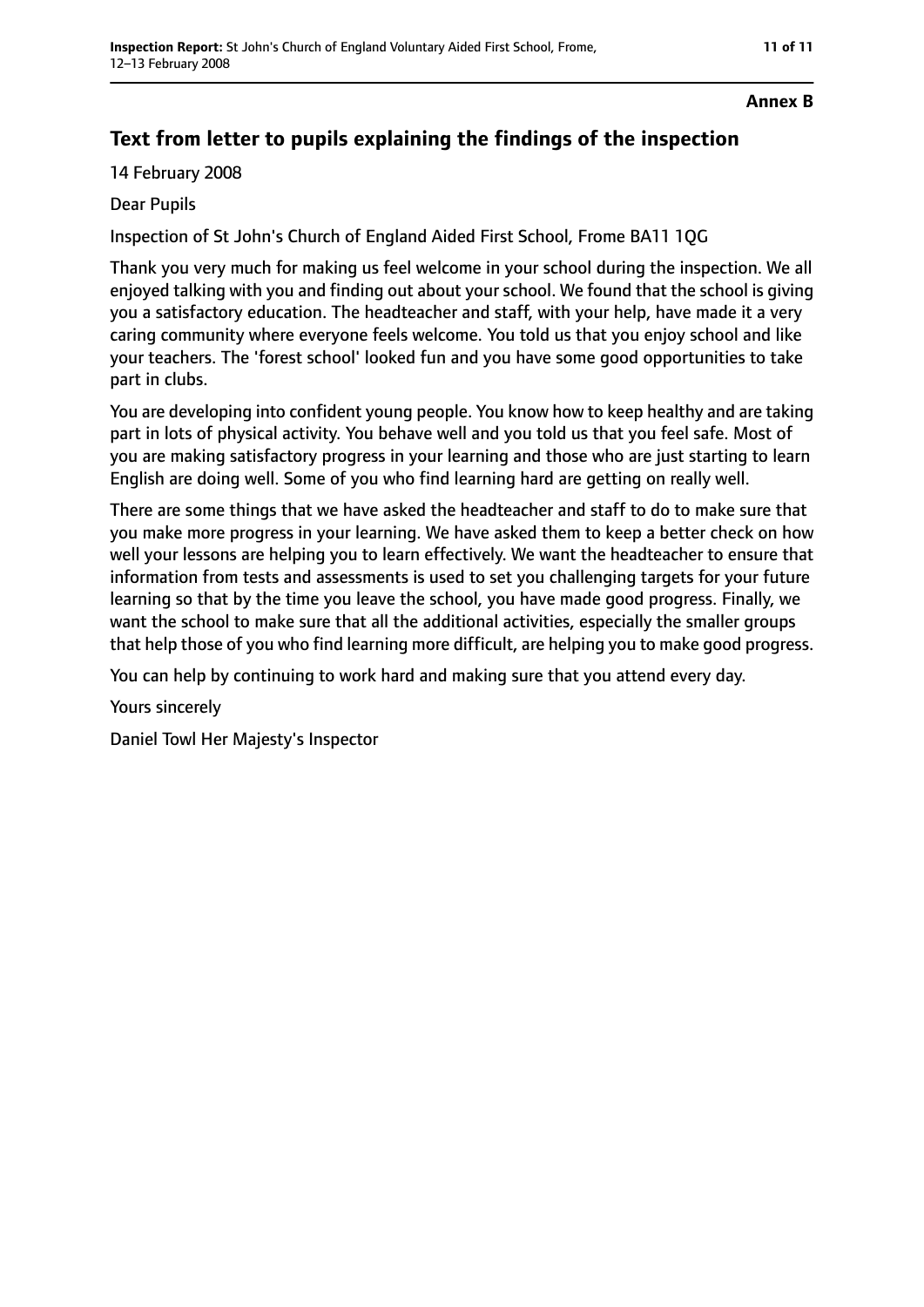**Annex B**

## Text from letter to pupils explaining the findings of the inspection

14 February 2008

Dear Pupils

Inspection of St John's Church of England Aided First School, Frome BA11 1QG

Thank you very much for making us feel welcome in your school during the inspection. We all enjoyed talking with you and finding out about your school. We found that the school is giving you a satisfactory education. The headteacher and staff, with your help, have made it a very caring community where everyone feels welcome. You told us that you enjoy school and like your teachers. The 'forest school' looked fun and you have some good opportunities to take part in clubs.

You are developing into confident young people. You know how to keep healthy and are taking part in lots of physical activity. You behave well and you told us that you feel safe. Most of you are making satisfactory progress in your learning and those who are just starting to learn English are doing well. Some of you who find learning hard are getting on really well.

There are some things that we have asked the headteacher and staff to do to make sure that you make more progress in your learning. We have asked them to keep a better check on how well your lessons are helping you to learn effectively. We want the headteacher to ensure that information from tests and assessments is used to set you challenging targets for your future learning so that by the time you leave the school, you have made good progress. Finally, we want the school to make sure that all the additional activities, especially the smaller groups that help those of you who find learning more difficult, are helping you to make good progress.

You can help by continuing to work hard and making sure that you attend every day.

Yours sincerely

Daniel Towl Her Majesty's Inspector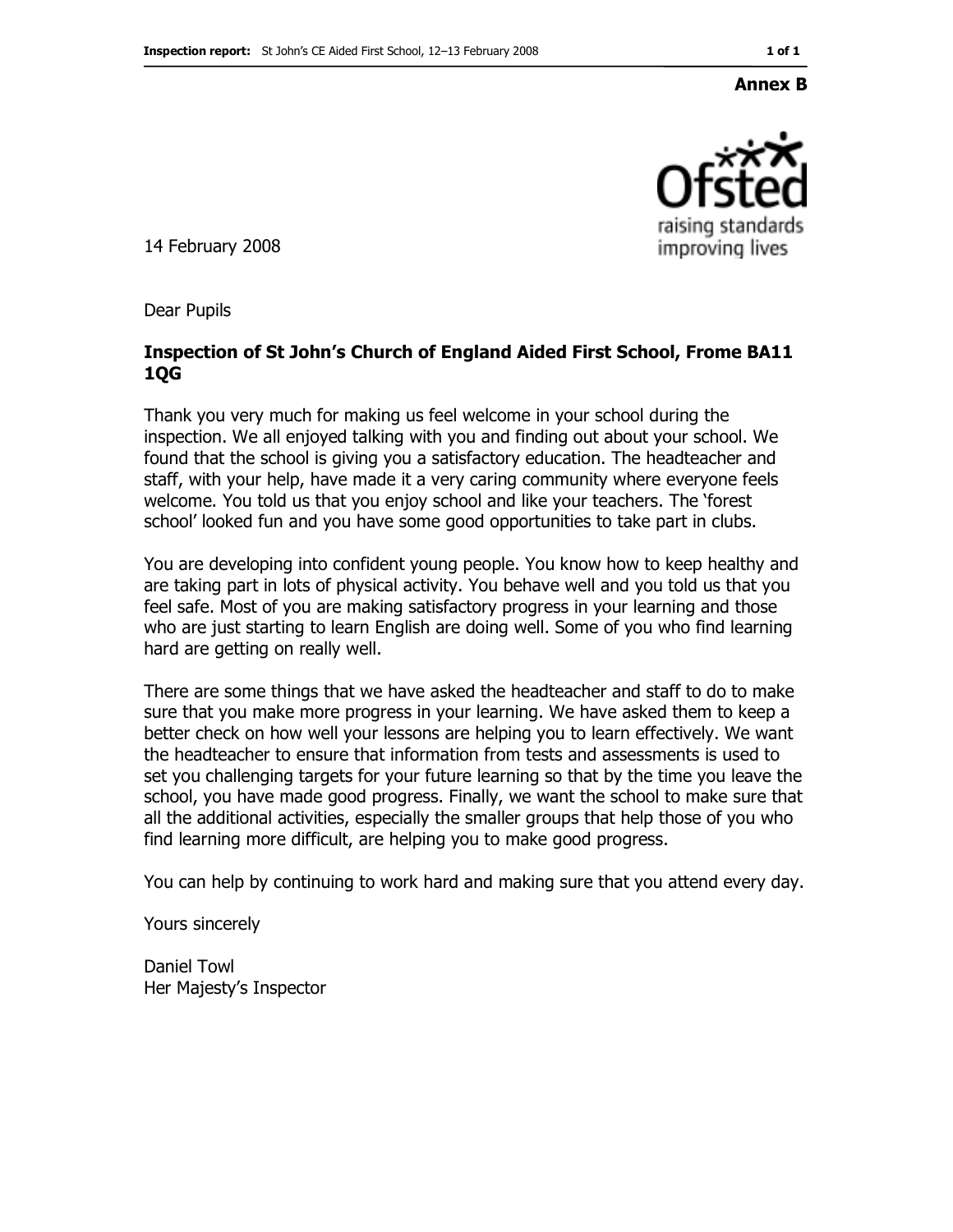**Annex B**

14 February 2008

Dear Pupils

**Inspection of St John's Church of England Aided First School, Frome BA11 1QG**

Thank you very much for making us feel welcome in your school during the inspection. We all enjoyed talking with you and finding out about your school. We found that the school is giving you a satisfactory education. The headteacher and staff, with your help, have made it a very caring community where everyone feels welcome. You told us that you enjoy school and like your teachers. The 'forest school' looked fun and you have some good opportunities to take part in clubs.

You are developing into confident young people. You know how to keep healthy and are taking part in lots of physical activity. You behave well and you told us that you feel safe. Most of you are making satisfactory progress in your learning and those who are just starting to learn English are doing well. Some of you who find learning hard are getting on really well.

There are some things that we have asked the headteacher and staff to do to make sure that you make more progress in your learning. We have asked them to keep a better check on how well your lessons are helping you to learn effectively. We want the headteacher to ensure that information from tests and assessments is used to set you challenging targets for your future learning so that by the time you leave the school, you have made good progress. Finally, we want the school to make sure that all the additional activities, especially the smaller groups that help those of you who find learning more difficult, are helping you to make good progress.

You can help by continuing to work hard and making sure that you attend every day.

Yours sincerely

Daniel Towl
Her Majesty's Inspector